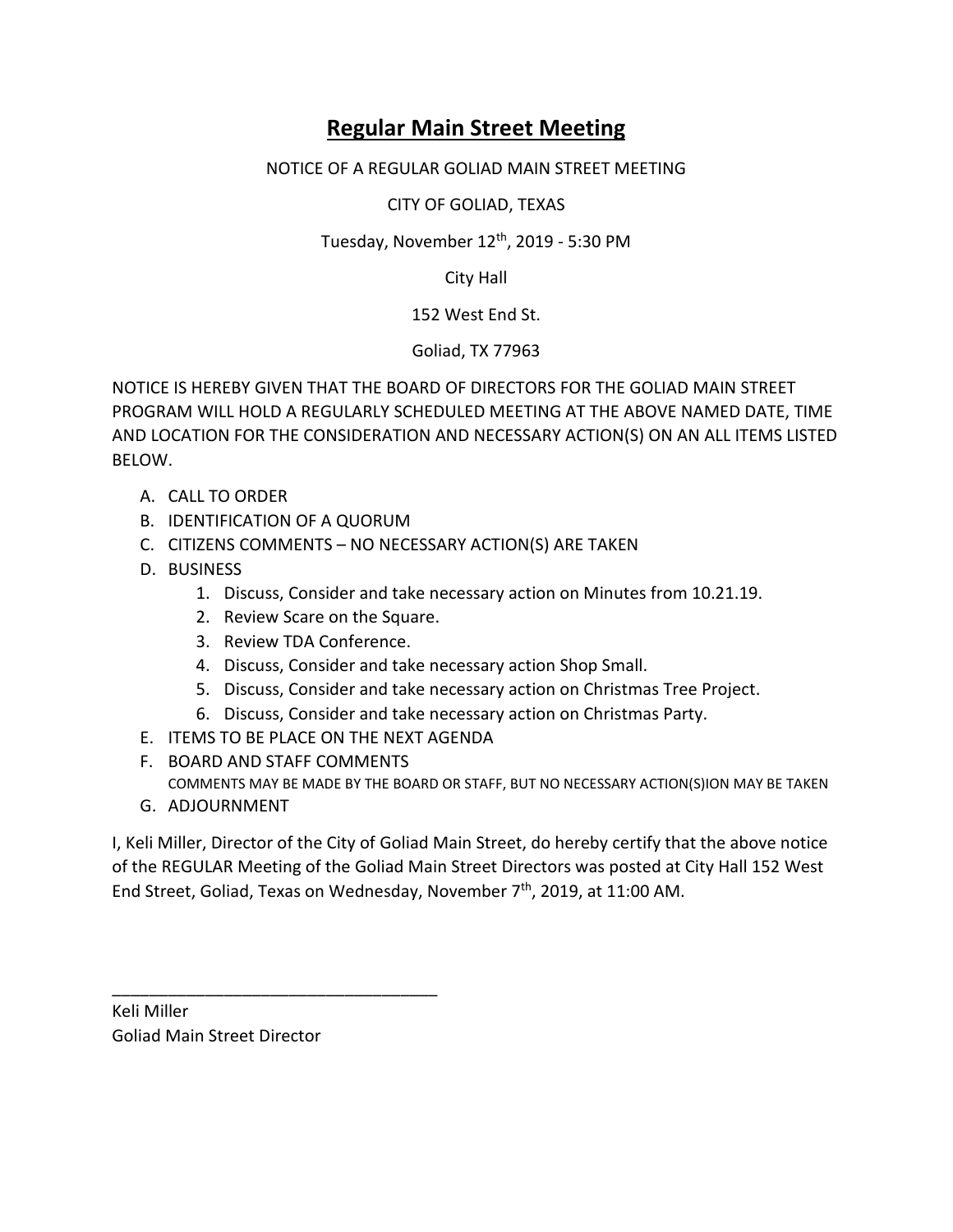# Regular Main Street Meeting

NOTICE OF A REGULAR GOLIAD MAIN STREET MEETING

CITY OF GOLIAD, TEXAS

Tuesday, November 12th, 2019 - 5:30 PM

City Hall

152 West End St.

Goliad, TX 77963

NOTICE IS HEREBY GIVEN THAT THE BOARD OF DIRECTORS FOR THE GOLIAD MAIN STREET PROGRAM WILL HOLD A REGULARLY SCHEDULED MEETING AT THE ABOVE NAMED DATE, TIME AND LOCATION FOR THE CONSIDERATION AND NECESSARY ACTION(S) ON AN ALL ITEMS LISTED BELOW.

A. CALL TO ORDER
B. IDENTIFICATION OF A QUORUM
C. CITIZENS COMMENTS – NO NECESSARY ACTION(S) ARE TAKEN
D. BUSINESS
    1. Discuss, Consider and take necessary action on Minutes from 10.21.19.
    2. Review Scare on the Square.
    3. Review TDA Conference.
    4. Discuss, Consider and take necessary action Shop Small.
    5. Discuss, Consider and take necessary action on Christmas Tree Project.
    6. Discuss, Consider and take necessary action on Christmas Party.
E. ITEMS TO BE PLACE ON THE NEXT AGENDA
F. BOARD AND STAFF COMMENTS
   COMMENTS MAY BE MADE BY THE BOARD OR STAFF, BUT NO NECESSARY ACTION(S)ION MAY BE TAKEN
G. ADJOURNMENT

I, Keli Miller, Director of the City of Goliad Main Street, do hereby certify that the above notice of the REGULAR Meeting of the Goliad Main Street Directors was posted at City Hall 152 West End Street, Goliad, Texas on Wednesday, November 7th, 2019, at 11:00 AM.

___________________________________

Keli Miller
Goliad Main Street Director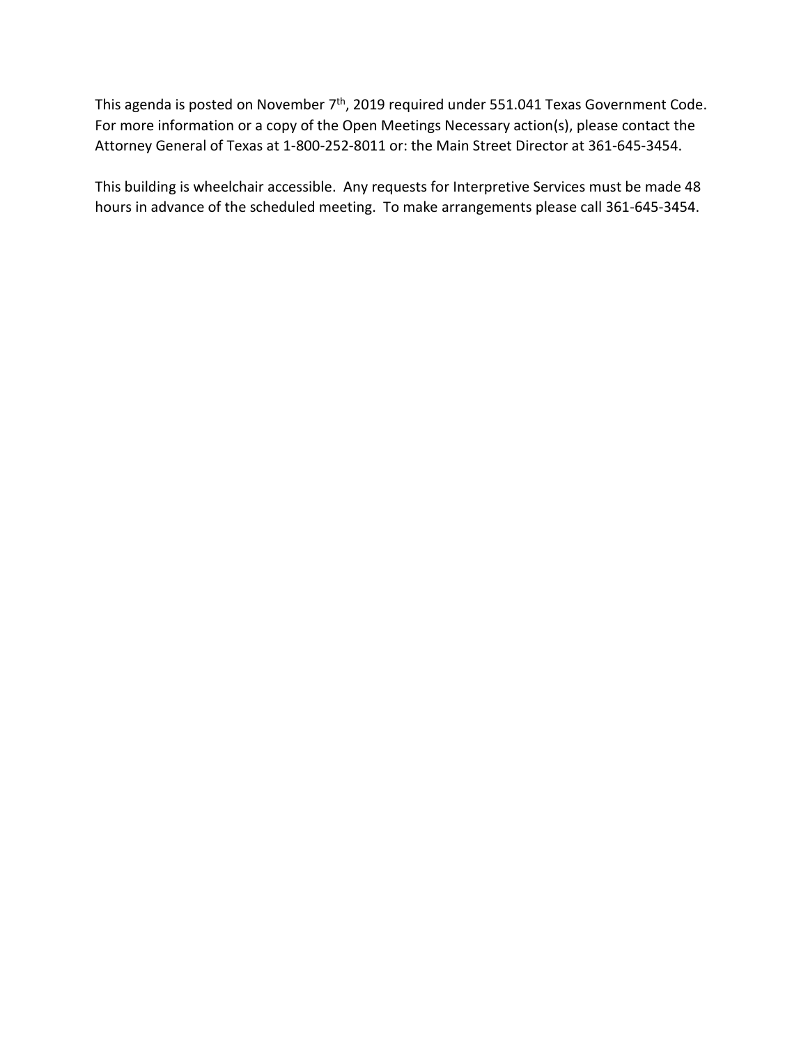This agenda is posted on November 7th, 2019 required under 551.041 Texas Government Code. For more information or a copy of the Open Meetings Necessary action(s), please contact the Attorney General of Texas at 1-800-252-8011 or: the Main Street Director at 361-645-3454.

This building is wheelchair accessible. Any requests for Interpretive Services must be made 48 hours in advance of the scheduled meeting. To make arrangements please call 361-645-3454.